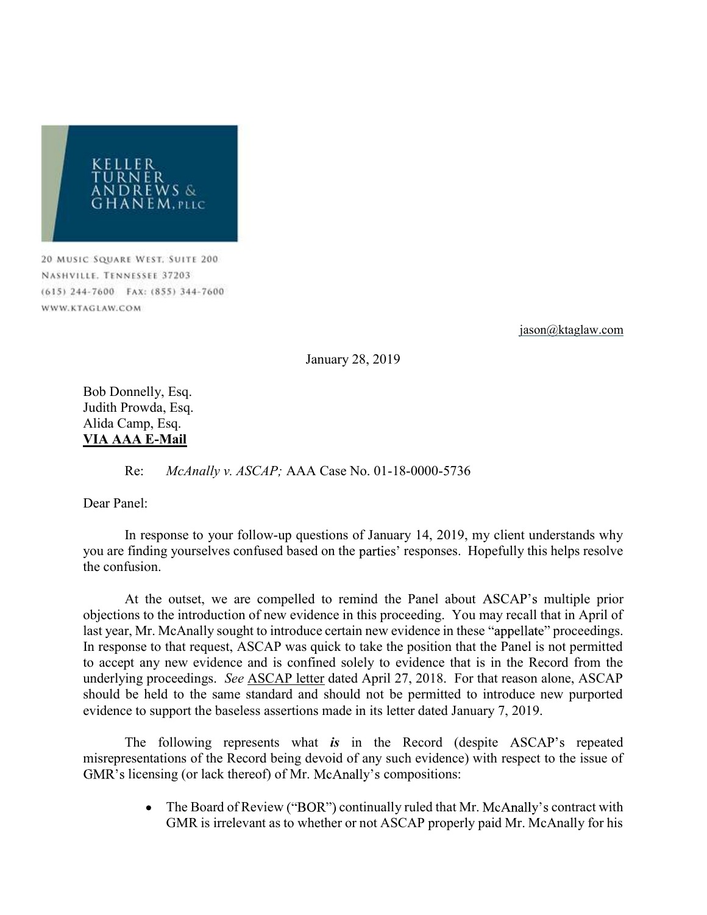KELLER TURNER ANDREWS & GHANEM, PLLC

20 Music Square West, Suite 200
Nashville, Tennessee 37203
(615) 244-7600 Fax: (855) 344-7600
www.ktaglaw.com

jason@ktaglaw.com

January 28, 2019

Bob Donnelly, Esq.
Judith Prowda, Esq.
Alida Camp, Esq.
**VIA AAA E-Mail**

Re: *McAnally v. ASCAP;* AAA Case No. 01-18-0000-5736

Dear Panel:

In response to your follow-up questions of January 14, 2019, my client understands why you are finding yourselves confused based on the parties' responses. Hopefully this helps resolve the confusion.

At the outset, we are compelled to remind the Panel about ASCAP's multiple prior objections to the introduction of new evidence in this proceeding. You may recall that in April of last year, Mr. McAnally sought to introduce certain new evidence in these "appellate" proceedings. In response to that request, ASCAP was quick to take the position that the Panel is not permitted to accept any new evidence and is confined solely to evidence that is in the Record from the underlying proceedings. *See* ASCAP letter dated April 27, 2018. For that reason alone, ASCAP should be held to the same standard and should not be permitted to introduce new purported evidence to support the baseless assertions made in its letter dated January 7, 2019.

The following represents what ***is*** in the Record (despite ASCAP's repeated misrepresentations of the Record being devoid of any such evidence) with respect to the issue of GMR's licensing (or lack thereof) of Mr. McAnally's compositions:

- The Board of Review ("BOR") continually ruled that Mr. McAnally's contract with GMR is irrelevant as to whether or not ASCAP properly paid Mr. McAnally for his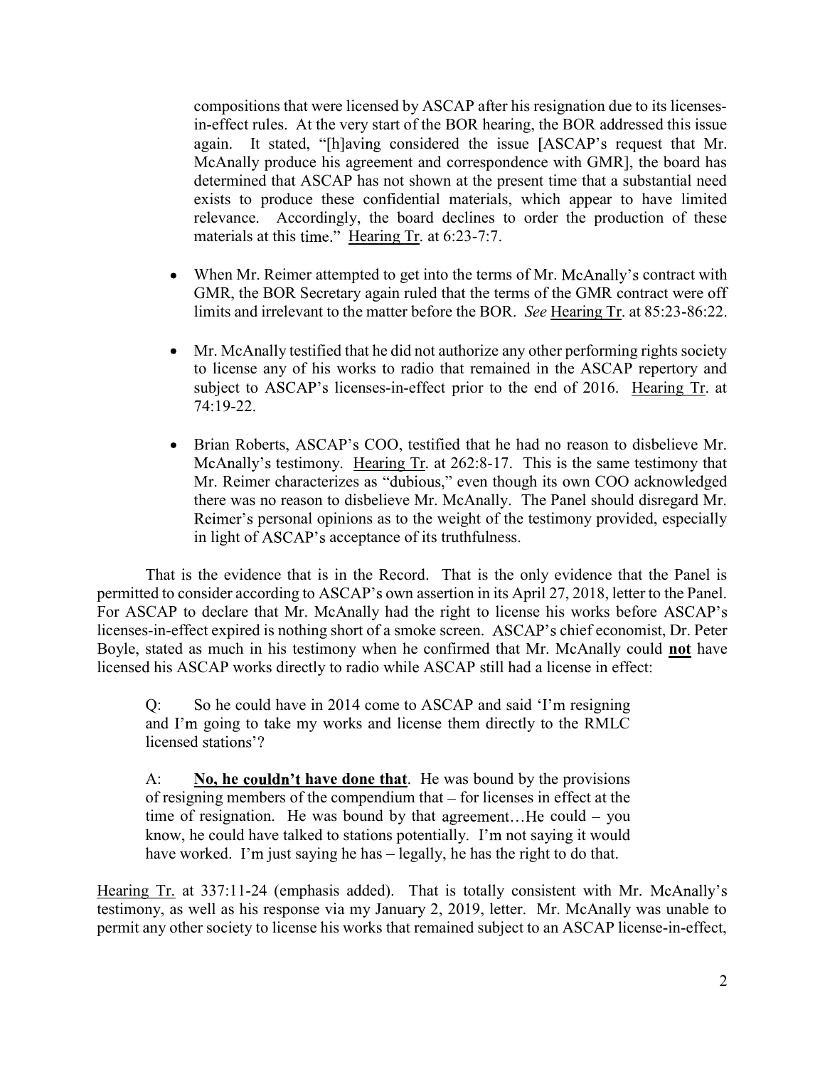compositions that were licensed by ASCAP after his resignation due to its licenses-in-effect rules. At the very start of the BOR hearing, the BOR addressed this issue again. It stated, "[h]aving considered the issue [ASCAP's request that Mr. McAnally produce his agreement and correspondence with GMR], the board has determined that ASCAP has not shown at the present time that a substantial need exists to produce these confidential materials, which appear to have limited relevance. Accordingly, the board declines to order the production of these materials at this time." Hearing Tr. at 6:23-7:7.

- When Mr. Reimer attempted to get into the terms of Mr. McAnally's contract with GMR, the BOR Secretary again ruled that the terms of the GMR contract were off limits and irrelevant to the matter before the BOR. *See* Hearing Tr. at 85:23-86:22.
- Mr. McAnally testified that he did not authorize any other performing rights society to license any of his works to radio that remained in the ASCAP repertory and subject to ASCAP's licenses-in-effect prior to the end of 2016. Hearing Tr. at 74:19-22.
- Brian Roberts, ASCAP's COO, testified that he had no reason to disbelieve Mr. McAnally. Hearing Tr. at 262:8-17. This is the same testimony that Mr. Reimer characterizes as "dubious," even though its own COO acknowledged there was no reason to disbelieve Mr. McAnally. The Panel should disregard Mr. Reimer's personal opinions as to the weight of the testimony provided, especially in light of ASCAP's acceptance of its truthfulness.

That is the evidence that is in the Record. That is the only evidence that the Panel is permitted to consider according to ASCAP's own assertion in its April 27, 2018, letter to the Panel. For ASCAP to declare that Mr. McAnally had the right to license his works before ASCAP's licenses-in-effect expired is nothing short of a smoke screen. ASCAP's chief economist, Dr. Peter Boyle, stated as much in his testimony when he confirmed that Mr. McAnally could **not** have licensed his ASCAP works directly to radio while ASCAP still had a license in effect:

> Q: So he could have in 2014 come to ASCAP and said 'I'm resigning and I'm going to take my works and license them directly to the RMLC licensed stations'?
>
> A: **No, he couldn't have done that**. He was bound by the provisions of resigning members of the compendium that – for licenses in effect at the time of resignation. He was bound by that agreement…He could – you know, he could have talked to stations potentially. I'm not saying it would have worked. I'm just saying he has – legally, he has the right to do that.

Hearing Tr. at 337:11-24 (emphasis added). That is totally consistent with Mr. McAnally's testimony, as well as his response via my January 2, 2019, letter. Mr. McAnally was unable to permit any other society to license his works that remained subject to an ASCAP license-in-effect,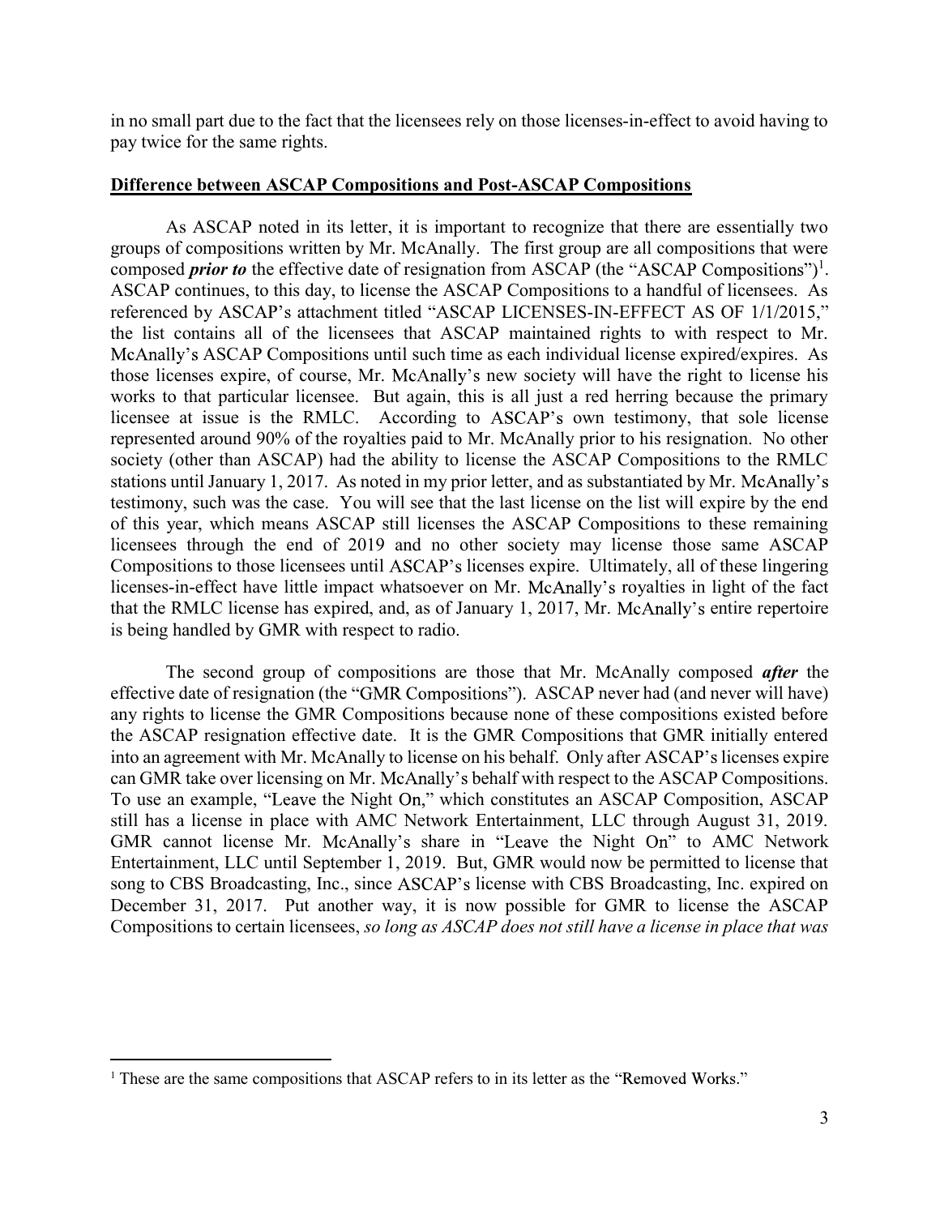in no small part due to the fact that the licensees rely on those licenses-in-effect to avoid having to pay twice for the same rights.

**Difference between ASCAP Compositions and Post-ASCAP Compositions**

As ASCAP noted in its letter, it is important to recognize that there are essentially two groups of compositions written by Mr. McAnally. The first group are all compositions that were composed ***prior to*** the effective date of resignation from ASCAP (the "ASCAP Compositions")[1]. ASCAP continues, to this day, to license the ASCAP Compositions to a handful of licensees. As referenced by ASCAP's attachment titled "ASCAP LICENSES-IN-EFFECT AS OF 1/1/2015," the list contains all of the licensees that ASCAP maintained rights to with respect to Mr. McAnally's ASCAP Compositions until such time as each individual license expired/expires. As those licenses expire, of course, Mr. McAnally's new society will have the right to license his works to that particular licensee. But again, this is all just a red herring because the primary licensee at issue is the RMLC. According to ASCAP's own testimony, that sole license represented around 90% of the royalties paid to Mr. McAnally prior to his resignation. No other society (other than ASCAP) had the ability to license the ASCAP Compositions to the RMLC stations until January 1, 2017. As noted in my prior letter, and as substantiated by Mr. McAnally's testimony, such was the case. You will see that the last license on the list will expire by the end of this year, which means ASCAP still licenses the ASCAP Compositions to these remaining licensees through the end of 2019 and no other society may license those same ASCAP Compositions to those licensees until ASCAP's licenses expire. Ultimately, all of these lingering licenses-in-effect have little impact whatsoever on Mr. McAnally's royalties in light of the fact that the RMLC license has expired, and, as of January 1, 2017, Mr. McAnally's entire repertoire is being handled by GMR with respect to radio.

The second group of compositions are those that Mr. McAnally composed ***after*** the effective date of resignation (the "GMR Compositions"). ASCAP never had (and never will have) any rights to license the GMR Compositions because none of these compositions existed before the ASCAP resignation effective date. It is the GMR Compositions that GMR initially entered into an agreement with Mr. McAnally to license on his behalf. Only after ASCAP's licenses expire can GMR take over licensing on Mr. McAnally's behalf with respect to the ASCAP Compositions. To use an example, "Leave the Night On," which constitutes an ASCAP Composition, ASCAP still has a license in place with AMC Network Entertainment, LLC through August 31, 2019. GMR cannot license Mr. McAnally's share in "Leave the Night On" to AMC Network Entertainment, LLC until September 1, 2019. But, GMR would now be permitted to license that song to CBS Broadcasting, Inc., since ASCAP's license with CBS Broadcasting, Inc. expired on December 31, 2017. Put another way, it is now possible for GMR to license the ASCAP Compositions to certain licensees, *so long as ASCAP does not still have a license in place that was*

---

[1] These are the same compositions that ASCAP refers to in its letter as the "Removed Works."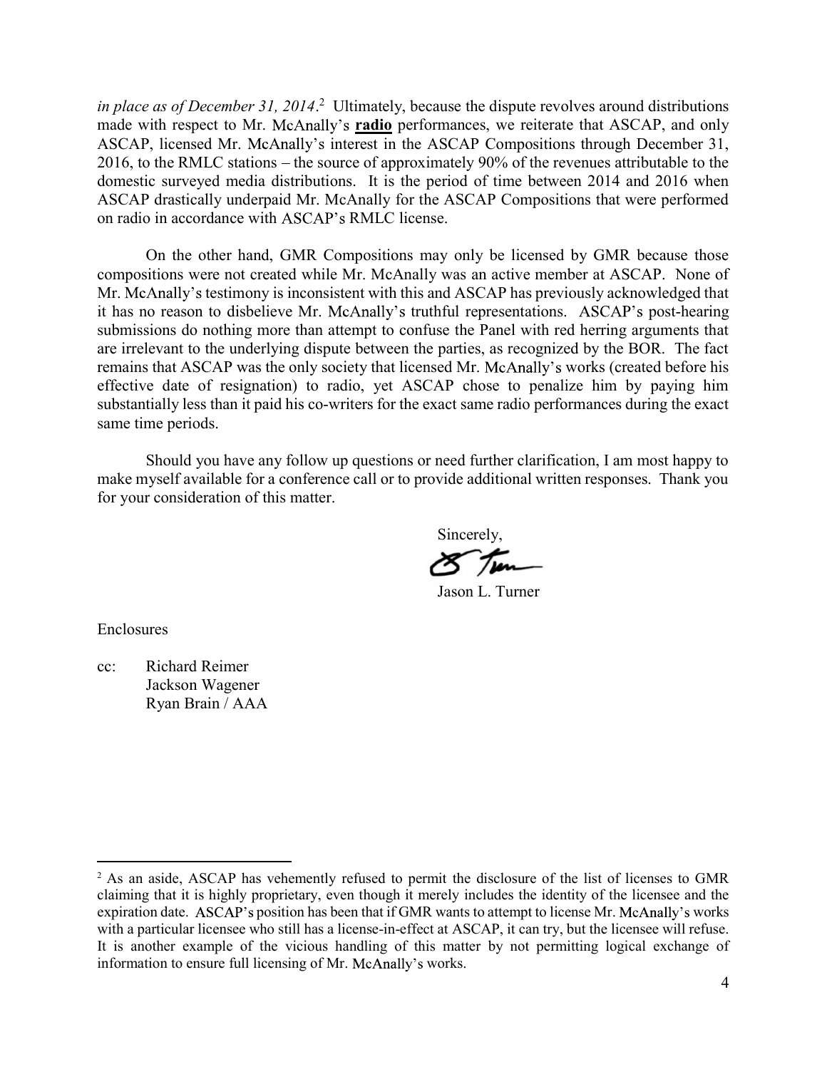*in place as of December 31, 2014*.[2] Ultimately, because the dispute revolves around distributions made with respect to Mr. McAnally's **radio** performances, we reiterate that ASCAP, and only ASCAP, licensed Mr. McAnally's interest in the ASCAP Compositions through December 31, 2016, to the RMLC stations – the source of approximately 90% of the revenues attributable to the domestic surveyed media distributions. It is the period of time between 2014 and 2016 when ASCAP drastically underpaid Mr. McAnally for the ASCAP Compositions that were performed on radio in accordance with ASCAP's RMLC license.

On the other hand, GMR Compositions may only be licensed by GMR because those compositions were not created while Mr. McAnally was an active member at ASCAP. None of Mr. McAnally's testimony is inconsistent with this and ASCAP has previously acknowledged that it has no reason to disbelieve Mr. McAnally's truthful representations. ASCAP's post-hearing submissions do nothing more than attempt to confuse the Panel with red herring arguments that are irrelevant to the underlying dispute between the parties, as recognized by the BOR. The fact remains that ASCAP was the only society that licensed Mr. McAnally's works (created before his effective date of resignation) to radio, yet ASCAP chose to penalize him by paying him substantially less than it paid his co-writers for the exact same radio performances during the exact same time periods.

Should you have any follow up questions or need further clarification, I am most happy to make myself available for a conference call or to provide additional written responses. Thank you for your consideration of this matter.

Sincerely,

Jason L. Turner

Enclosures

cc: Richard Reimer
Jackson Wagener
Ryan Brain / AAA

---

[2] As an aside, ASCAP has vehemently refused to permit the disclosure of the list of licenses to GMR claiming that it is highly proprietary, even though it merely includes the identity of the licensee and the expiration date. ASCAP's position has been that if GMR wants to attempt to license Mr. McAnally's works with a particular licensee who still has a license-in-effect at ASCAP, it can try, but the licensee will refuse. It is another example of the vicious handling of this matter by not permitting logical exchange of information to ensure full licensing of Mr. McAnally's works.